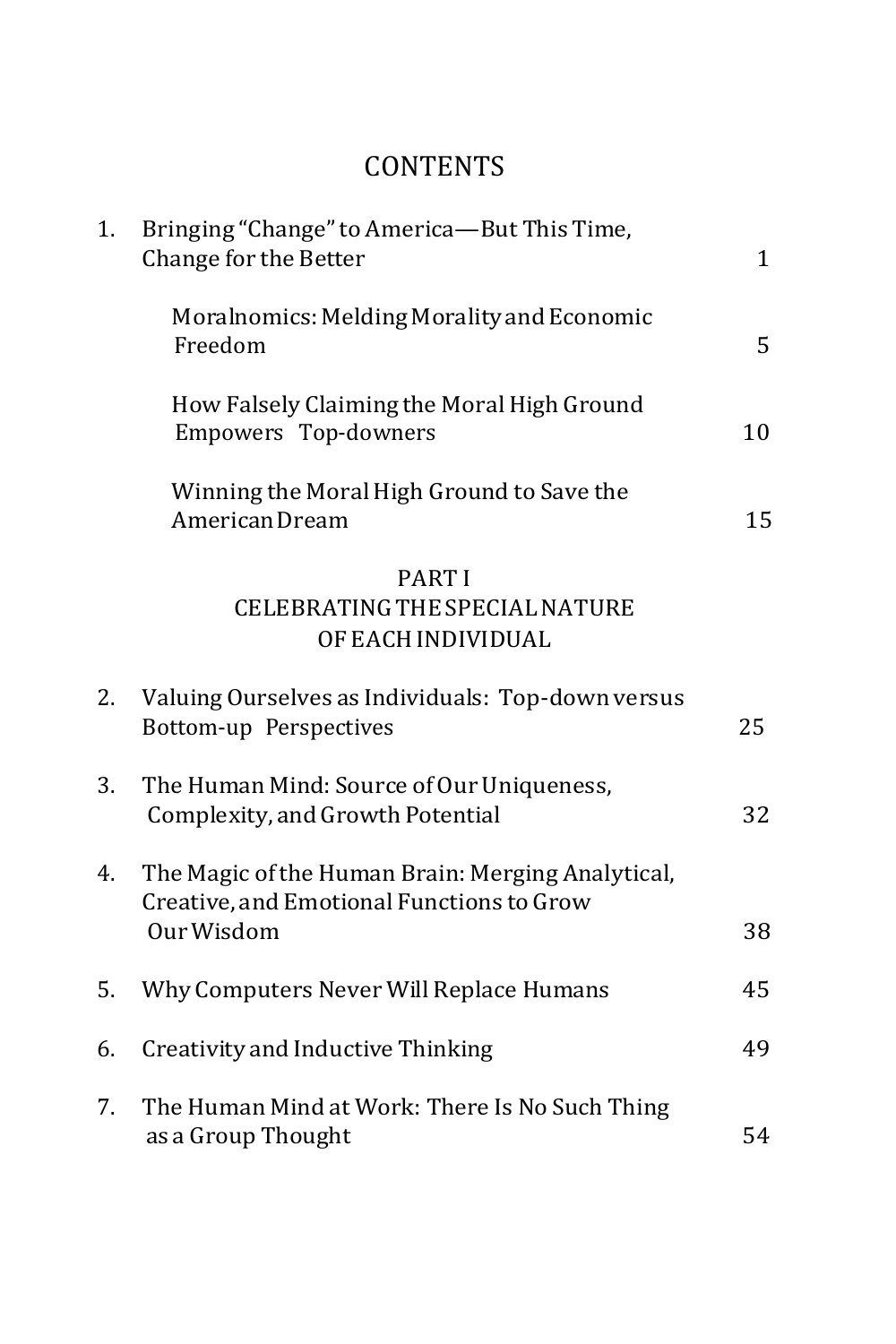# CONTENTS

1. Bringing "Change" to America—But This Time, Change for the Better — 1

    Moralnomics: Melding Morality and Economic Freedom — 5

    How Falsely Claiming the Moral High Ground Empowers Top-downers — 10

    Winning the Moral High Ground to Save the American Dream — 15

## PART I
## CELEBRATING THE SPECIAL NATURE OF EACH INDIVIDUAL

2. Valuing Ourselves as Individuals: Top-down versus Bottom-up Perspectives — 25

3. The Human Mind: Source of Our Uniqueness, Complexity, and Growth Potential — 32

4. The Magic of the Human Brain: Merging Analytical, Creative, and Emotional Functions to Grow Our Wisdom — 38

5. Why Computers Never Will Replace Humans — 45

6. Creativity and Inductive Thinking — 49

7. The Human Mind at Work: There Is No Such Thing as a Group Thought — 54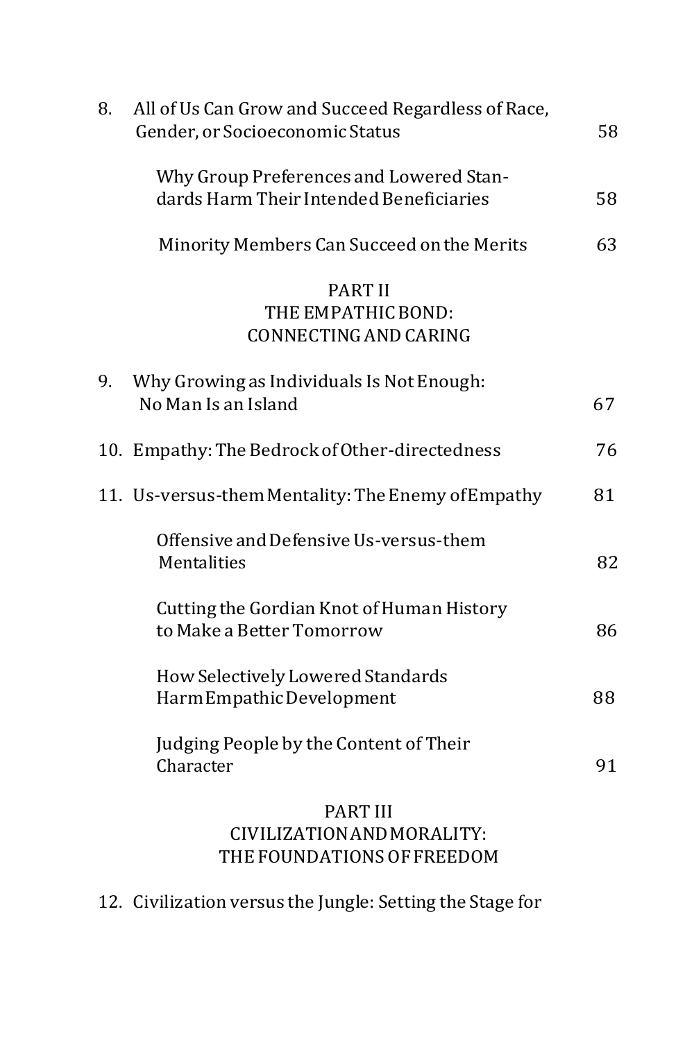8. All of Us Can Grow and Succeed Regardless of Race, Gender, or Socioeconomic Status 58

    Why Group Preferences and Lowered Standards Harm Their Intended Beneficiaries 58

    Minority Members Can Succeed on the Merits 63

PART II
THE EMPATHIC BOND:
CONNECTING AND CARING

9. Why Growing as Individuals Is Not Enough: No Man Is an Island 67

10. Empathy: The Bedrock of Other-directedness 76

11. Us-versus-them Mentality: The Enemy of Empathy 81

    Offensive and Defensive Us-versus-them Mentalities 82

    Cutting the Gordian Knot of Human History to Make a Better Tomorrow 86

    How Selectively Lowered Standards Harm Empathic Development 88

    Judging People by the Content of Their Character 91

PART III
CIVILIZATION AND MORALITY:
THE FOUNDATIONS OF FREEDOM

12. Civilization versus the Jungle: Setting the Stage for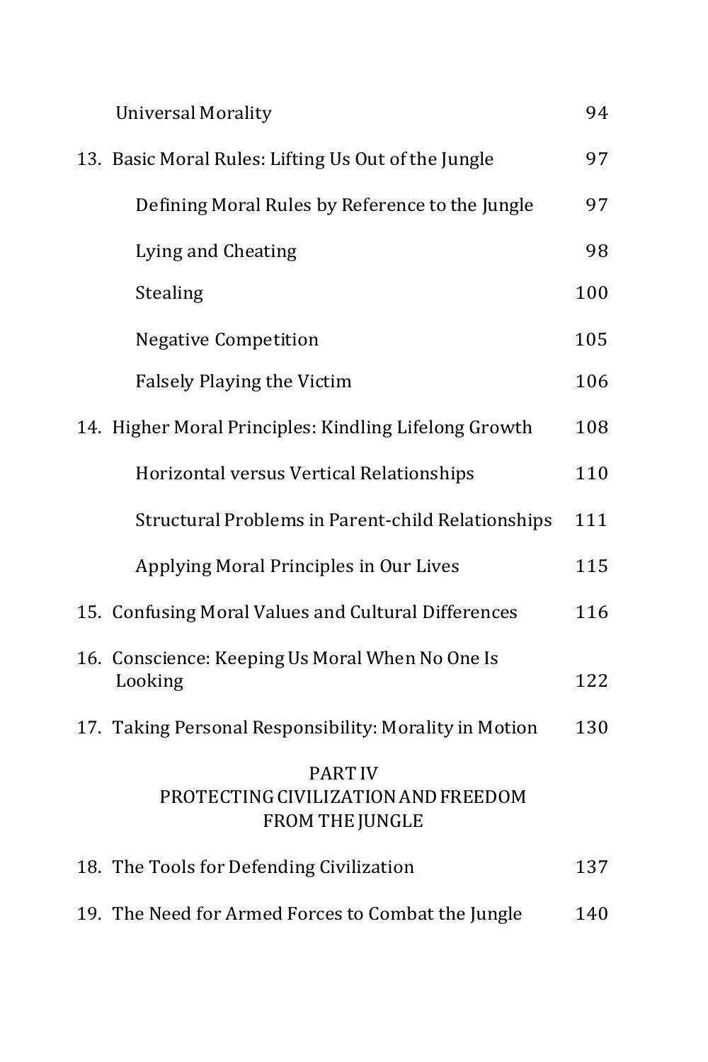Universal Morality 94

13. Basic Moral Rules: Lifting Us Out of the Jungle 97

    Defining Moral Rules by Reference to the Jungle 97

    Lying and Cheating 98

    Stealing 100

    Negative Competition 105

    Falsely Playing the Victim 106

14. Higher Moral Principles: Kindling Lifelong Growth 108

    Horizontal versus Vertical Relationships 110

    Structural Problems in Parent-child Relationships 111

    Applying Moral Principles in Our Lives 115

15. Confusing Moral Values and Cultural Differences 116

16. Conscience: Keeping Us Moral When No One Is Looking 122

17. Taking Personal Responsibility: Morality in Motion 130

## PART IV
## PROTECTING CIVILIZATION AND FREEDOM FROM THE JUNGLE

18. The Tools for Defending Civilization 137

19. The Need for Armed Forces to Combat the Jungle 140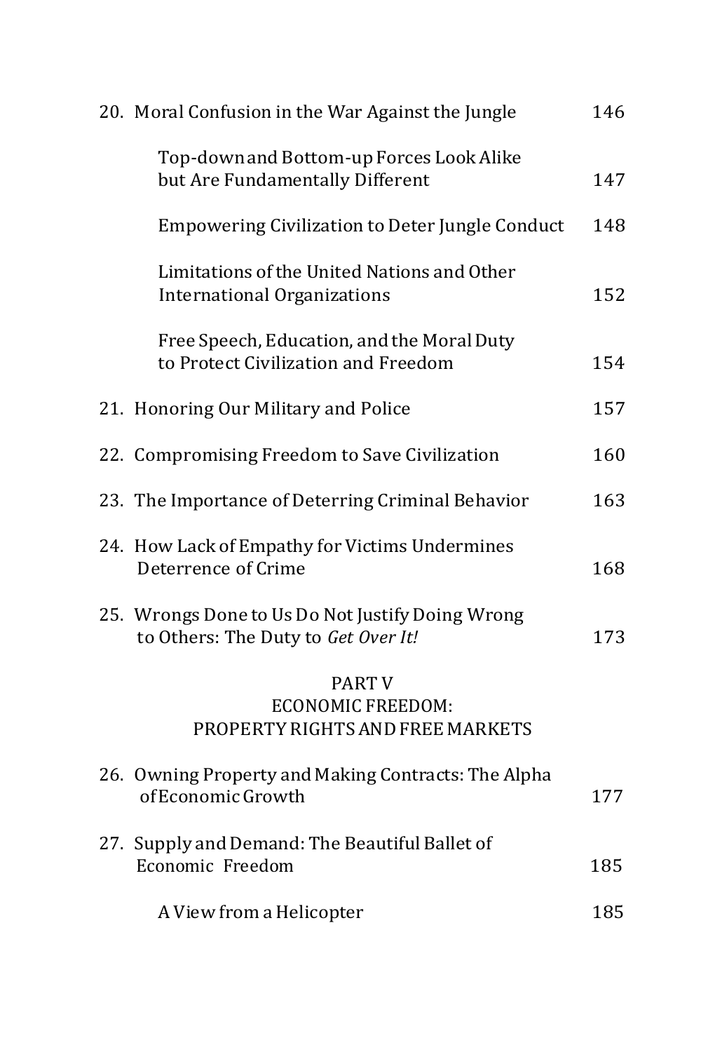20. Moral Confusion in the War Against the Jungle 146

    Top-down and Bottom-up Forces Look Alike but Are Fundamentally Different 147

    Empowering Civilization to Deter Jungle Conduct 148

    Limitations of the United Nations and Other International Organizations 152

    Free Speech, Education, and the Moral Duty to Protect Civilization and Freedom 154

21. Honoring Our Military and Police 157

22. Compromising Freedom to Save Civilization 160

23. The Importance of Deterring Criminal Behavior 163

24. How Lack of Empathy for Victims Undermines Deterrence of Crime 168

25. Wrongs Done to Us Do Not Justify Doing Wrong to Others: The Duty to *Get Over It!* 173

PART V
ECONOMIC FREEDOM:
PROPERTY RIGHTS AND FREE MARKETS

26. Owning Property and Making Contracts: The Alpha of Economic Growth 177

27. Supply and Demand: The Beautiful Ballet of Economic Freedom 185

    A View from a Helicopter 185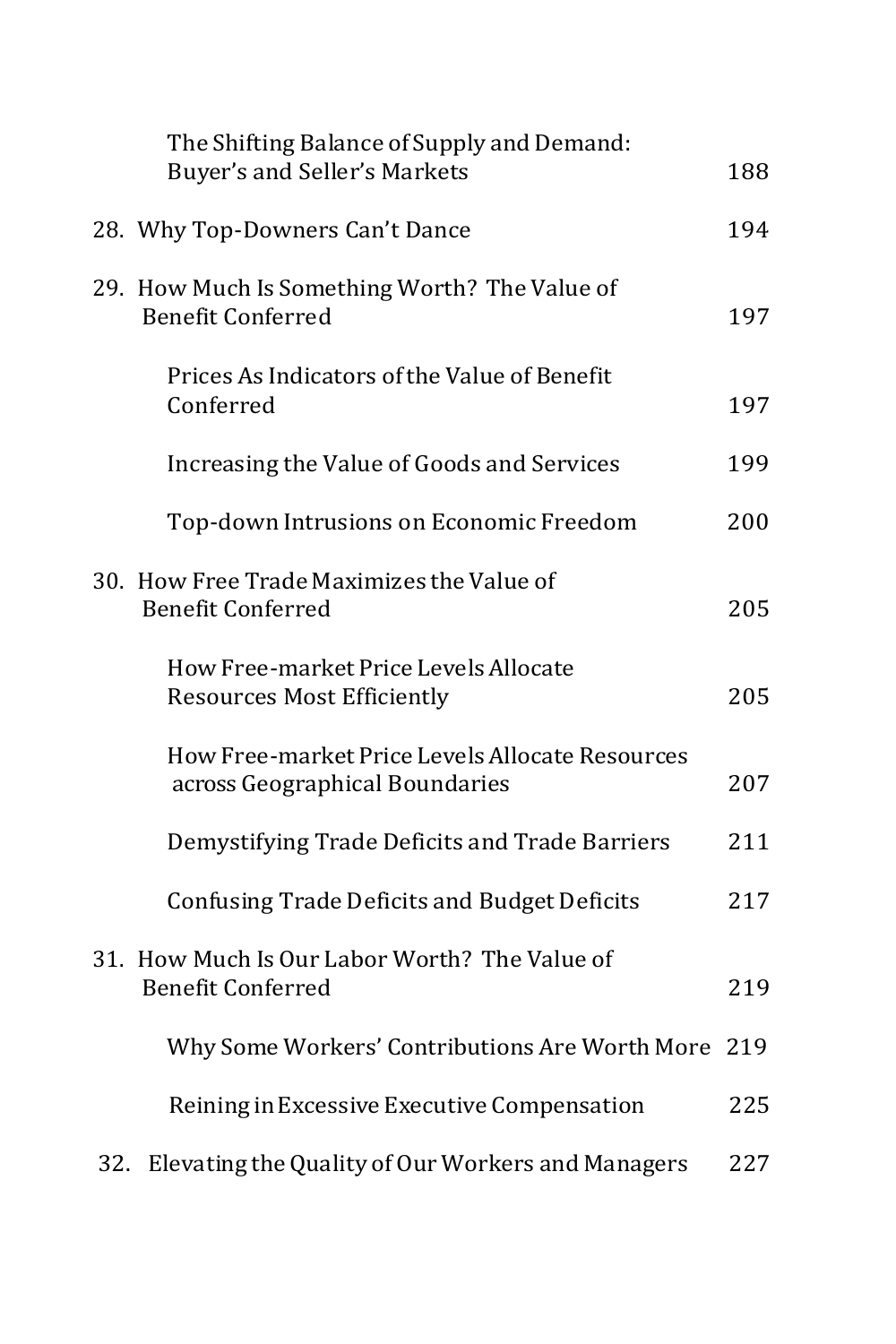The Shifting Balance of Supply and Demand: Buyer's and Seller's Markets 188

28. Why Top-Downers Can't Dance 194

29. How Much Is Something Worth? The Value of Benefit Conferred 197

    Prices As Indicators of the Value of Benefit Conferred 197

    Increasing the Value of Goods and Services 199

    Top-down Intrusions on Economic Freedom 200

30. How Free Trade Maximizes the Value of Benefit Conferred 205

    How Free-market Price Levels Allocate Resources Most Efficiently 205

    How Free-market Price Levels Allocate Resources across Geographical Boundaries 207

    Demystifying Trade Deficits and Trade Barriers 211

    Confusing Trade Deficits and Budget Deficits 217

31. How Much Is Our Labor Worth? The Value of Benefit Conferred 219

    Why Some Workers' Contributions Are Worth More 219

    Reining in Excessive Executive Compensation 225

32. Elevating the Quality of Our Workers and Managers 227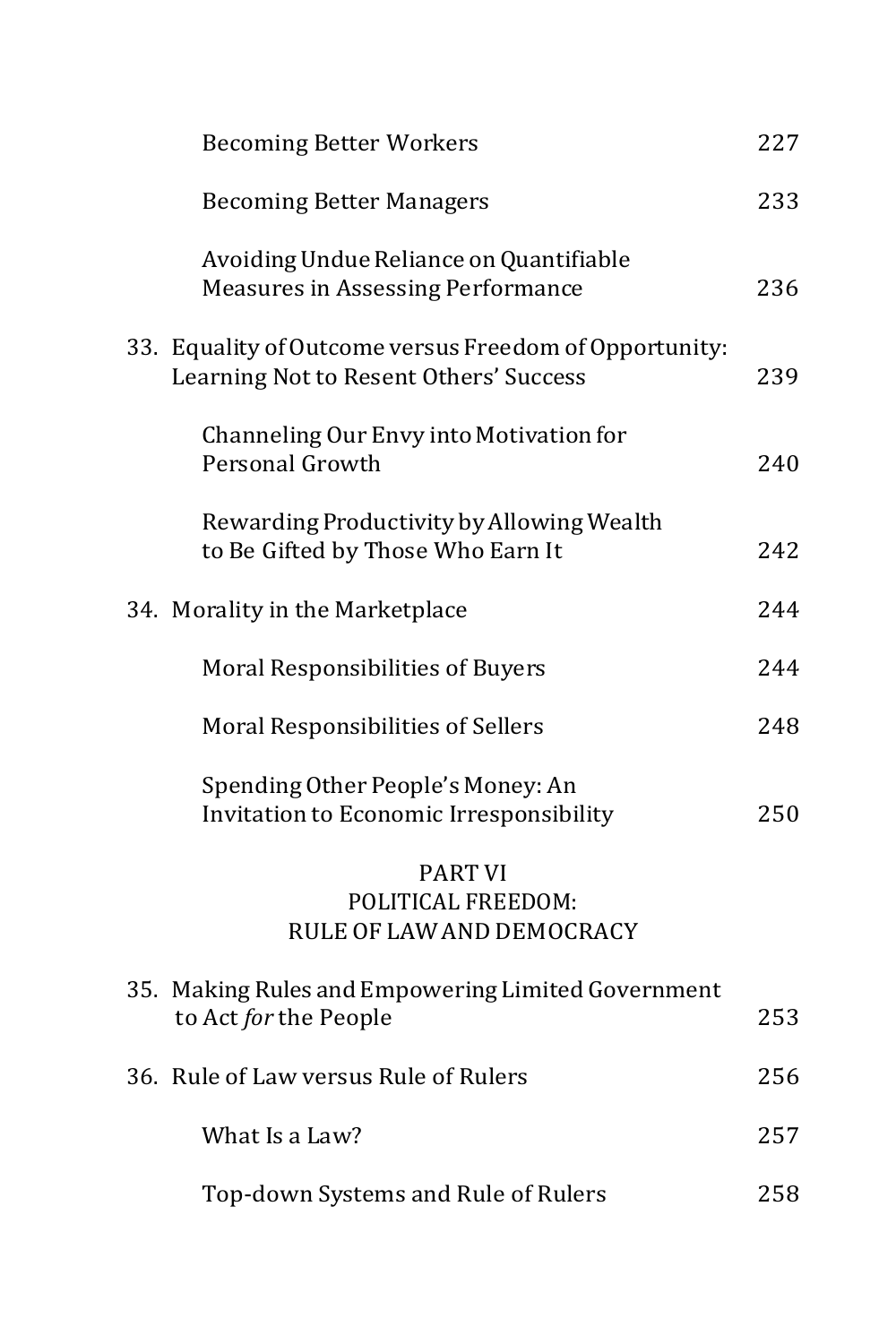Becoming Better Workers 227

Becoming Better Managers 233

Avoiding Undue Reliance on Quantifiable Measures in Assessing Performance 236

33. Equality of Outcome versus Freedom of Opportunity: Learning Not to Resent Others' Success 239

Channeling Our Envy into Motivation for Personal Growth 240

Rewarding Productivity by Allowing Wealth to Be Gifted by Those Who Earn It 242

34. Morality in the Marketplace 244

Moral Responsibilities of Buyers 244

Moral Responsibilities of Sellers 248

Spending Other People's Money: An Invitation to Economic Irresponsibility 250

PART VI
POLITICAL FREEDOM:
RULE OF LAW AND DEMOCRACY

35. Making Rules and Empowering Limited Government to Act *for* the People 253

36. Rule of Law versus Rule of Rulers 256

What Is a Law? 257

Top-down Systems and Rule of Rulers 258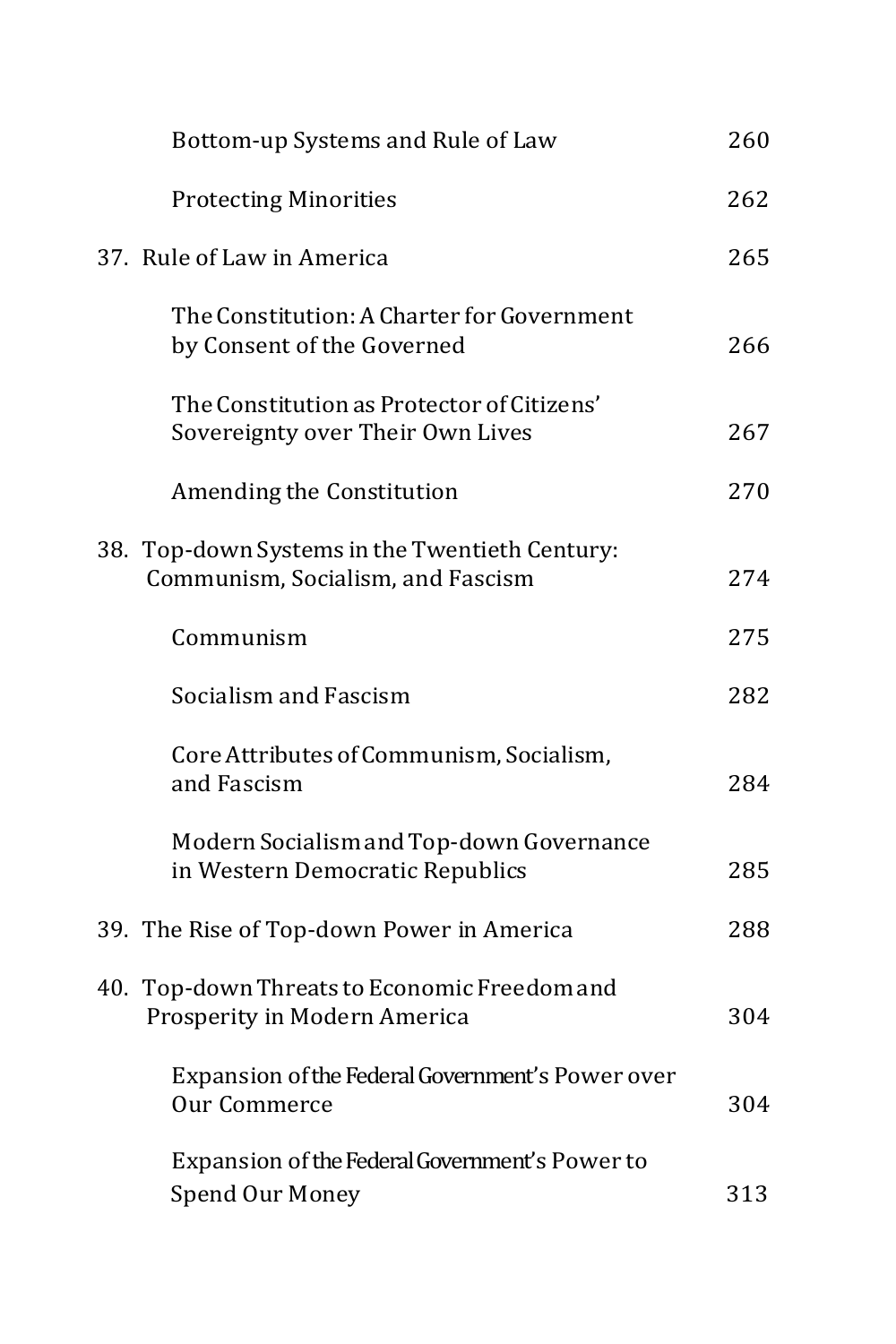Bottom-up Systems and Rule of Law 260

Protecting Minorities 262

37. Rule of Law in America 265

The Constitution: A Charter for Government by Consent of the Governed 266

The Constitution as Protector of Citizens' Sovereignty over Their Own Lives 267

Amending the Constitution 270

38. Top-down Systems in the Twentieth Century: Communism, Socialism, and Fascism 274

Communism 275

Socialism and Fascism 282

Core Attributes of Communism, Socialism, and Fascism 284

Modern Socialism and Top-down Governance in Western Democratic Republics 285

39. The Rise of Top-down Power in America 288

40. Top-down Threats to Economic Freedom and Prosperity in Modern America 304

Expansion of the Federal Government's Power over Our Commerce 304

Expansion of the Federal Government's Power to Spend Our Money 313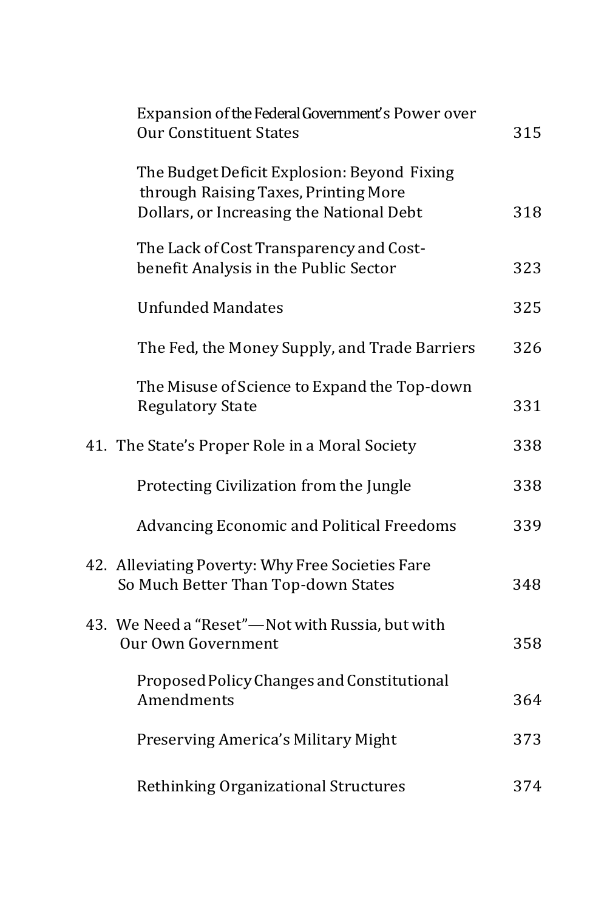| | |
|---|---|
| Expansion of the Federal Government's Power over Our Constituent States | 315 |
| The Budget Deficit Explosion: Beyond Fixing through Raising Taxes, Printing More Dollars, or Increasing the National Debt | 318 |
| The Lack of Cost Transparency and Cost-benefit Analysis in the Public Sector | 323 |
| Unfunded Mandates | 325 |
| The Fed, the Money Supply, and Trade Barriers | 326 |
| The Misuse of Science to Expand the Top-down Regulatory State | 331 |
| 41. The State's Proper Role in a Moral Society | 338 |
| Protecting Civilization from the Jungle | 338 |
| Advancing Economic and Political Freedoms | 339 |
| 42. Alleviating Poverty: Why Free Societies Fare So Much Better Than Top-down States | 348 |
| 43. We Need a "Reset"—Not with Russia, but with Our Own Government | 358 |
| Proposed Policy Changes and Constitutional Amendments | 364 |
| Preserving America's Military Might | 373 |
| Rethinking Organizational Structures | 374 |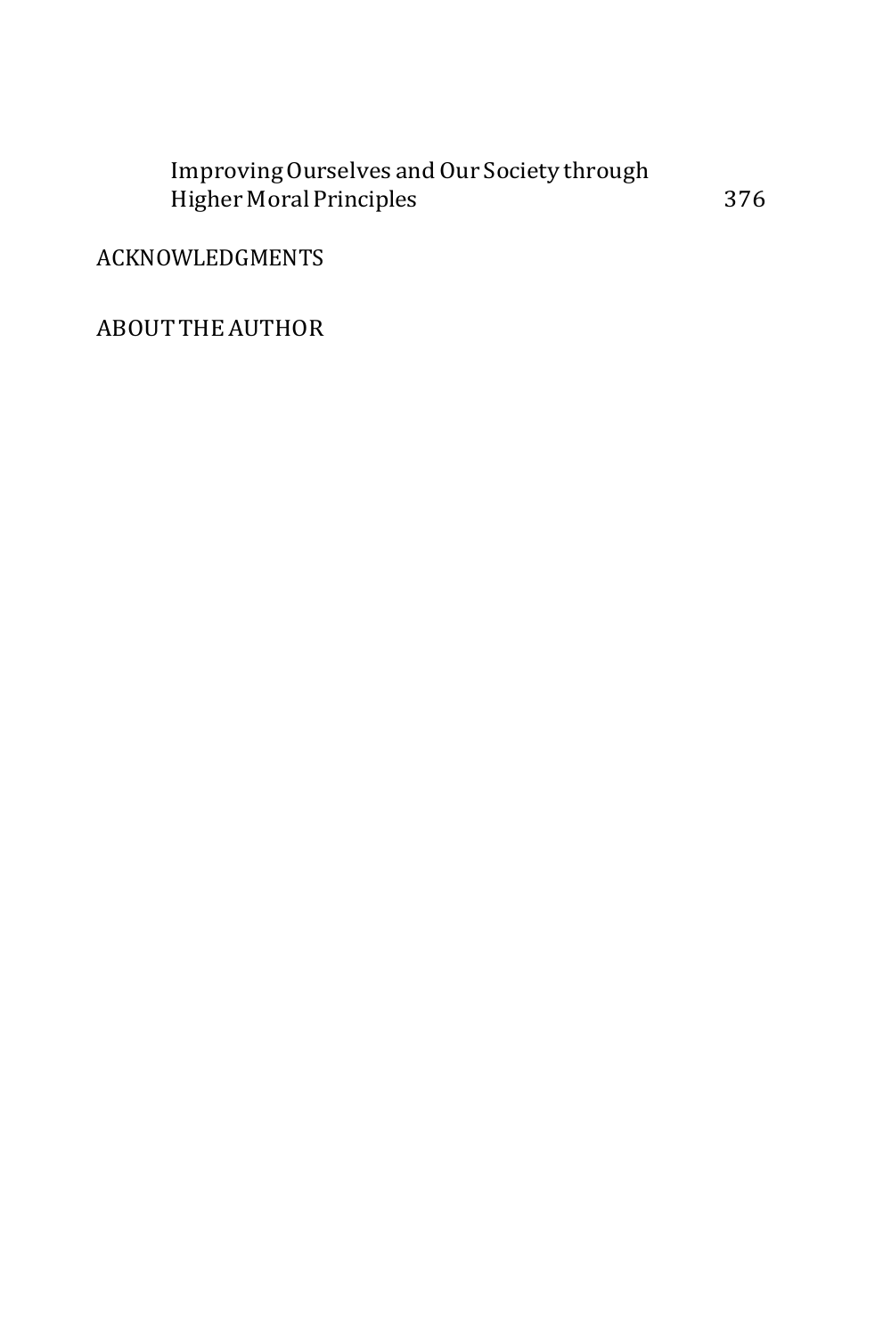Improving Ourselves and Our Society through Higher Moral Principles 376

ACKNOWLEDGMENTS

ABOUT THE AUTHOR